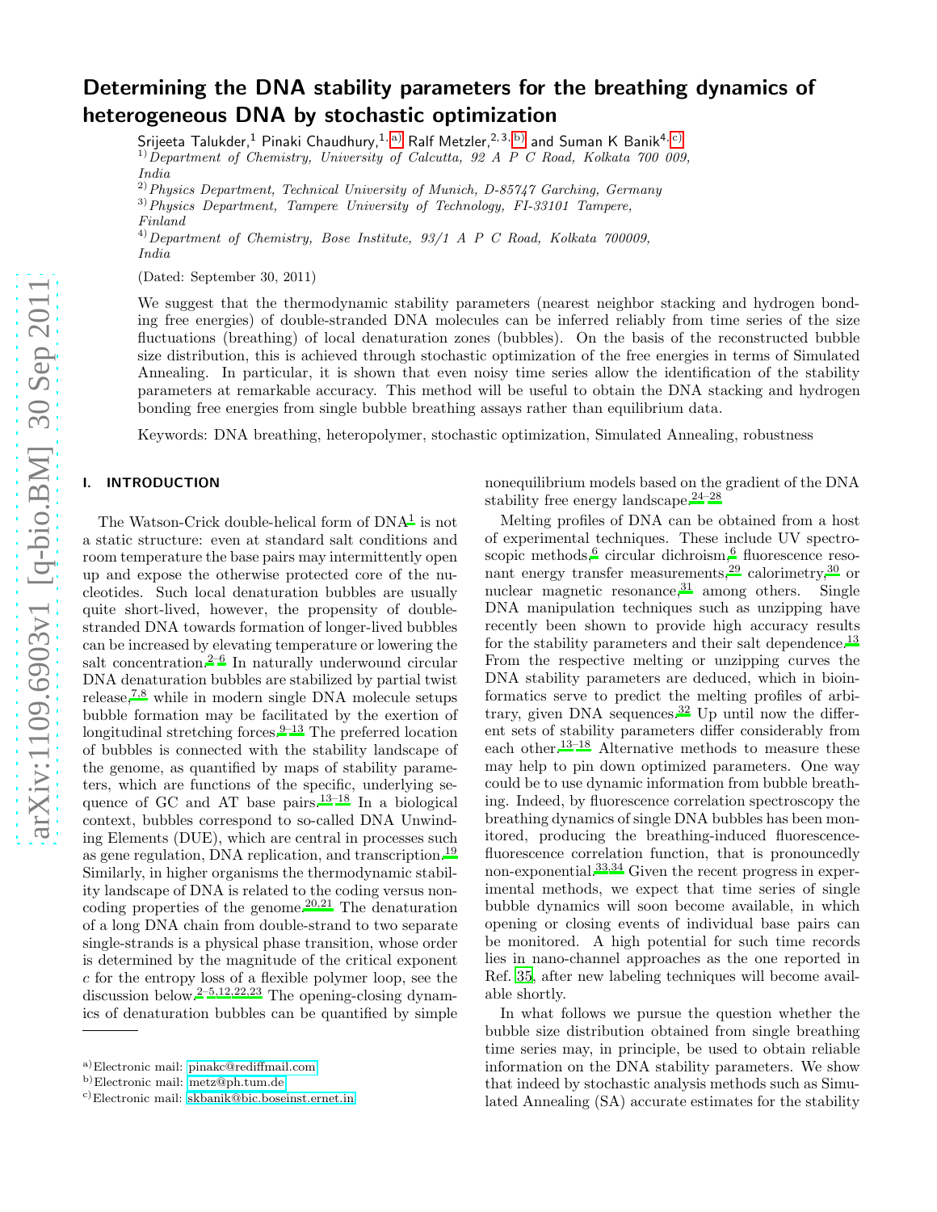# Determining the DNA stability parameters for the breathing dynamics of heterogeneous DNA by stochastic optimization

Srijeeta Talukder,[1] Pinaki Chaudhury,[1,a] Ralf Metzler,[2,3,b] and Suman K Banik[4,c]

[1] *Department of Chemistry, University of Calcutta, 92 A P C Road, Kolkata 700 009, India*

[2] *Physics Department, Technical University of Munich, D-85747 Garching, Germany*

[3] *Physics Department, Tampere University of Technology, FI-33101 Tampere, Finland*

[4] *Department of Chemistry, Bose Institute, 93/1 A P C Road, Kolkata 700009, India*

(Dated: September 30, 2011)

We suggest that the thermodynamic stability parameters (nearest neighbor stacking and hydrogen bonding free energies) of double-stranded DNA molecules can be inferred reliably from time series of the size fluctuations (breathing) of local denaturation zones (bubbles). On the basis of the reconstructed bubble size distribution, this is achieved through stochastic optimization of the free energies in terms of Simulated Annealing. In particular, it is shown that even noisy time series allow the identification of the stability parameters at remarkable accuracy. This method will be useful to obtain the DNA stacking and hydrogen bonding free energies from single bubble breathing assays rather than equilibrium data.

Keywords: DNA breathing, heteropolymer, stochastic optimization, Simulated Annealing, robustness

## I. INTRODUCTION

The Watson-Crick double-helical form of DNA[1] is not a static structure: even at standard salt conditions and room temperature the base pairs may intermittently open up and expose the otherwise protected core of the nucleotides. Such local denaturation bubbles are usually quite short-lived, however, the propensity of double-stranded DNA towards formation of longer-lived bubbles can be increased by elevating temperature or lowering the salt concentration.[2–6] In naturally underwound circular DNA denaturation bubbles are stabilized by partial twist release,[7,8] while in modern single DNA molecule setups bubble formation may be facilitated by the exertion of longitudinal stretching forces.[9–13] The preferred location of bubbles is connected with the stability landscape of the genome, as quantified by maps of stability parameters, which are functions of the specific, underlying sequence of GC and AT base pairs.[13–18] In a biological context, bubbles correspond to so-called DNA Unwinding Elements (DUE), which are central in processes such as gene regulation, DNA replication, and transcription.[19] Similarly, in higher organisms the thermodynamic stability landscape of DNA is related to the coding versus non-coding properties of the genome.[20,21] The denaturation of a long DNA chain from double-strand to two separate single-strands is a physical phase transition, whose order is determined by the magnitude of the critical exponent $c$ for the entropy loss of a flexible polymer loop, see the discussion below.[2–5,12,22,23] The opening-closing dynamics of denaturation bubbles can be quantified by simple nonequilibrium models based on the gradient of the DNA stability free energy landscape.[24–28]

Melting profiles of DNA can be obtained from a host of experimental techniques. These include UV spectroscopic methods,[6] circular dichroism,[6] fluorescence resonant energy transfer measurements,[29] calorimetry,[30] or nuclear magnetic resonance,[31] among others. Single DNA manipulation techniques such as unzipping have recently been shown to provide high accuracy results for the stability parameters and their salt dependence.[13] From the respective melting or unzipping curves the DNA stability parameters are deduced, which in bioinformatics serve to predict the melting profiles of arbitrary, given DNA sequences.[32] Up until now the different sets of stability parameters differ considerably from each other.[13–18] Alternative methods to measure these may help to pin down optimized parameters. One way could be to use dynamic information from bubble breathing. Indeed, by fluorescence correlation spectroscopy the breathing dynamics of single DNA bubbles has been monitored, producing the breathing-induced fluorescence-fluorescence correlation function, that is pronouncedly non-exponential.[33,34] Given the recent progress in experimental methods, we expect that time series of single bubble dynamics will soon become available, in which opening or closing events of individual base pairs can be monitored. A high potential for such time records lies in nano-channel approaches as the one reported in Ref. 35, after new labeling techniques will become available shortly.

In what follows we pursue the question whether the bubble size distribution obtained from single breathing time series may, in principle, be used to obtain reliable information on the DNA stability parameters. We show that indeed by stochastic analysis methods such as Simulated Annealing (SA) accurate estimates for the stability

---

[a] Electronic mail: pinakc@rediffmail.com

[b] Electronic mail: metz@ph.tum.de

[c] Electronic mail: skbanik@bic.boseinst.ernet.in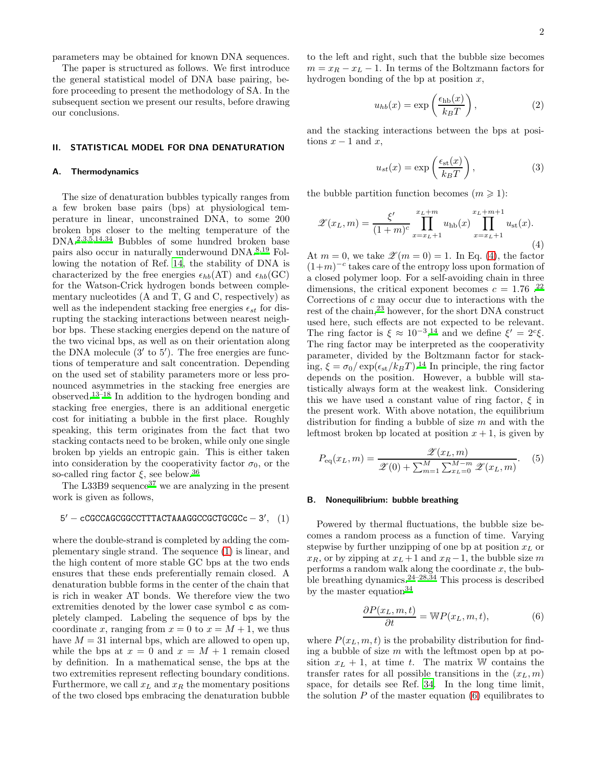parameters may be obtained for known DNA sequences.

The paper is structured as follows. We first introduce the general statistical model of DNA base pairing, before proceeding to present the methodology of SA. In the subsequent section we present our results, before drawing our conclusions.

## II. STATISTICAL MODEL FOR DNA DENATURATION

### A. Thermodynamics

The size of denaturation bubbles typically ranges from a few broken base pairs (bps) at physiological temperature in linear, unconstrained DNA, to some 200 broken bps closer to the melting temperature of the DNA.[2,3,5,14,34] Bubbles of some hundred broken base pairs also occur in naturally underwound DNA.[8,19] Following the notation of Ref. [14], the stability of DNA is characterized by the free energies $\epsilon_{hb}(\mathrm{AT})$ and $\epsilon_{hb}(\mathrm{GC})$ for the Watson-Crick hydrogen bonds between complementary nucleotides (A and T, G and C, respectively) as well as the independent stacking free energies $\epsilon_{st}$ for disrupting the stacking interactions between nearest neighbor bps. These stacking energies depend on the nature of the two vicinal bps, as well as on their orientation along the DNA molecule ($3'$ to $5'$). The free energies are functions of temperature and salt concentration. Depending on the used set of stability parameters more or less pronounced asymmetries in the stacking free energies are observed.[13–18] In addition to the hydrogen bonding and stacking free energies, there is an additional energetic cost for initiating a bubble in the first place. Roughly speaking, this term originates from the fact that two stacking contacts need to be broken, while only one single broken bp yields an entropic gain. This is either taken into consideration by the cooperativity factor $\sigma_0$, or the so-called ring factor $\xi$, see below.[36]

The L33B9 sequence[37] we are analyzing in the present work is given as follows,

$$5' - \mathtt{cCGCCAGCGGCCTTTACTAAAGGCCGCTGCGCc} - 3', \quad (1)$$

where the double-strand is completed by adding the complementary single strand. The sequence (1) is linear, and the high content of more stable GC bps at the two ends ensures that these ends preferentially remain closed. A denaturation bubble forms in the center of the chain that is rich in weaker AT bonds. We therefore view the two extremities denoted by the lower case symbol c as completely clamped. Labeling the sequence of bps by the coordinate $x$, ranging from $x = 0$ to $x = M + 1$, we thus have $M = 31$ internal bps, which are allowed to open up, while the bps at $x = 0$ and $x = M + 1$ remain closed by definition. In a mathematical sense, the bps at the two extremities represent reflecting boundary conditions. Furthermore, we call $x_L$ and $x_R$ the momentary positions of the two closed bps embracing the denaturation bubble to the left and right, such that the bubble size becomes $m = x_R - x_L - 1$. In terms of the Boltzmann factors for hydrogen bonding of the bp at position $x$,

$$u_{hb}(x) = \exp\left(\frac{\epsilon_{\mathrm{hb}}(x)}{k_B T}\right), \quad (2)$$

and the stacking interactions between the bps at positions $x - 1$ and $x$,

$$u_{st}(x) = \exp\left(\frac{\epsilon_{\mathrm{st}}(x)}{k_B T}\right), \quad (3)$$

the bubble partition function becomes ($m \geqslant 1$):

$$\mathscr{Z}(x_L, m) = \frac{\xi'}{(1+m)^c} \prod_{x=x_L+1}^{x_L+m} u_{\mathrm{hb}}(x) \prod_{x=x_L+1}^{x_L+m+1} u_{\mathrm{st}}(x). \quad (4)$$

At $m = 0$, we take $\mathscr{Z}(m = 0) = 1$. In Eq. (4), the factor $(1+m)^{-c}$ takes care of the entropy loss upon formation of a closed polymer loop. For a self-avoiding chain in three dimensions, the critical exponent becomes $c = 1.76$.[22] Corrections of $c$ may occur due to interactions with the rest of the chain,[23] however, for the short DNA construct used here, such effects are not expected to be relevant. The ring factor is $\xi \approx 10^{-3}$,[14] and we define $\xi' = 2^c \xi$. The ring factor may be interpreted as the cooperativity parameter, divided by the Boltzmann factor for stacking, $\xi = \sigma_0 / \exp(\epsilon_{\mathrm{st}}/k_B T)$.[14] In principle, the ring factor depends on the position. However, a bubble will statistically always form at the weakest link. Considering this we have used a constant value of ring factor, $\xi$ in the present work. With above notation, the equilibrium distribution for finding a bubble of size $m$ and with the leftmost broken bp located at position $x + 1$, is given by

$$P_{\mathrm{eq}}(x_L, m) = \frac{\mathscr{Z}(x_L, m)}{\mathscr{Z}(0) + \sum_{m=1}^{M} \sum_{x_L=0}^{M-m} \mathscr{Z}(x_L, m)}. \quad (5)$$

### B. Nonequilibrium: bubble breathing

Powered by thermal fluctuations, the bubble size becomes a random process as a function of time. Varying stepwise by further unzipping of one bp at position $x_L$ or $x_R$, or by zipping at $x_L + 1$ and $x_R - 1$, the bubble size $m$ performs a random walk along the coordinate $x$, the bubble breathing dynamics.[24–28,34] This process is described by the master equation[34]

$$\frac{\partial P(x_L, m, t)}{\partial t} = \mathbb{W} P(x_L, m, t), \quad (6)$$

where $P(x_L, m, t)$ is the probability distribution for finding a bubble of size $m$ with the leftmost open bp at position $x_L + 1$, at time $t$. The matrix $\mathbb{W}$ contains the transfer rates for all possible transitions in the $(x_L, m)$ space, for details see Ref. [34]. In the long time limit, the solution $P$ of the master equation (6) equilibrates to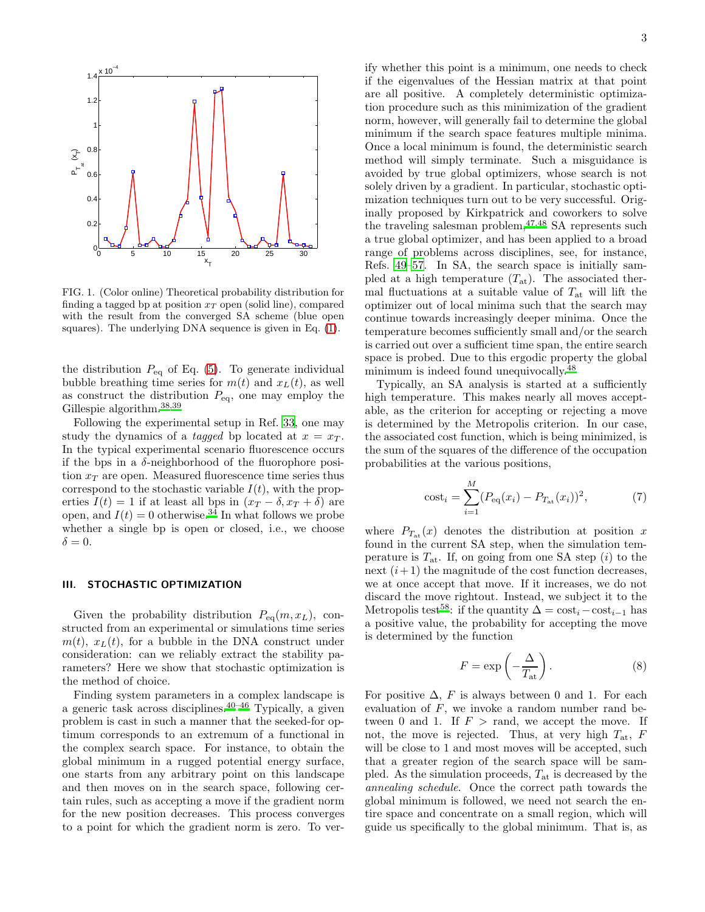FIG. 1. (Color online) Theoretical probability distribution for finding a tagged bp at position $x_T$ open (solid line), compared with the result from the converged SA scheme (blue open squares). The underlying DNA sequence is given in Eq. (1).

the distribution $P_{\rm eq}$ of Eq. (5). To generate individual bubble breathing time series for $m(t)$ and $x_L(t)$, as well as construct the distribution $P_{\rm eq}$, one may employ the Gillespie algorithm.[38,39]

Following the experimental setup in Ref. 33, one may study the dynamics of a *tagged* bp located at $x = x_T$. In the typical experimental scenario fluorescence occurs if the bps in a $\delta$-neighborhood of the fluorophore position $x_T$ are open. Measured fluorescence time series thus correspond to the stochastic variable $I(t)$, with the properties $I(t) = 1$ if at least all bps in $(x_T - \delta, x_T + \delta)$ are open, and $I(t) = 0$ otherwise.[34] In what follows we probe whether a single bp is open or closed, i.e., we choose $\delta = 0$.

## III. STOCHASTIC OPTIMIZATION

Given the probability distribution $P_{\rm eq}(m, x_L)$, constructed from an experimental or simulations time series $m(t)$, $x_L(t)$, for a bubble in the DNA construct under consideration: can we reliably extract the stability parameters? Here we show that stochastic optimization is the method of choice.

Finding system parameters in a complex landscape is a generic task across disciplines.[40–46] Typically, a given problem is cast in such a manner that the seeked-for optimum corresponds to an extremum of a functional in the complex search space. For instance, to obtain the global minimum in a rugged potential energy surface, one starts from any arbitrary point on this landscape and then moves on in the search space, following certain rules, such as accepting a move if the gradient norm for the new position decreases. This process converges to a point for which the gradient norm is zero. To verify whether this point is a minimum, one needs to check if the eigenvalues of the Hessian matrix at that point are all positive. A completely deterministic optimization procedure such as this minimization of the gradient norm, however, will generally fail to determine the global minimum if the search space features multiple minima. Once a local minimum is found, the deterministic search method will simply terminate. Such a misguidance is avoided by true global optimizers, whose search is not solely driven by a gradient. In particular, stochastic optimization techniques turn out to be very successful. Originally proposed by Kirkpatrick and coworkers to solve the traveling salesman problem,[47,48] SA represents such a true global optimizer, and has been applied to a broad range of problems across disciplines, see, for instance, Refs. 49–57. In SA, the search space is initially sampled at a high temperature ($T_{\rm at}$). The associated thermal fluctuations at a suitable value of $T_{\rm at}$ will lift the optimizer out of local minima such that the search may continue towards increasingly deeper minima. Once the temperature becomes sufficiently small and/or the search is carried out over a sufficient time span, the entire search space is probed. Due to this ergodic property the global minimum is indeed found unequivocally.[48]

Typically, an SA analysis is started at a sufficiently high temperature. This makes nearly all moves acceptable, as the criterion for accepting or rejecting a move is determined by the Metropolis criterion. In our case, the associated cost function, which is being minimized, is the sum of the squares of the difference of the occupation probabilities at the various positions,

$$\text{cost}_i = \sum_{i=1}^{M} (P_{\rm eq}(x_i) - P_{T_{\rm at}}(x_i))^2, \tag{7}$$

where $P_{T_{\rm at}}(x)$ denotes the distribution at position $x$ found in the current SA step, when the simulation temperature is $T_{\rm at}$. If, on going from one SA step $(i)$ to the next $(i+1)$ the magnitude of the cost function decreases, we at once accept that move. If it increases, we do not discard the move rightout. Instead, we subject it to the Metropolis test[58]: if the quantity $\Delta = \text{cost}_i - \text{cost}_{i-1}$ has a positive value, the probability for accepting the move is determined by the function

$$F = \exp\left(-\frac{\Delta}{T_{\rm at}}\right). \tag{8}$$

For positive $\Delta$, $F$ is always between 0 and 1. For each evaluation of $F$, we invoke a random number rand between 0 and 1. If $F >$ rand, we accept the move. If not, the move is rejected. Thus, at very high $T_{\rm at}$, $F$ will be close to 1 and most moves will be accepted, such that a greater region of the search space will be sampled. As the simulation proceeds, $T_{\rm at}$ is decreased by the *annealing schedule*. Once the correct path towards the global minimum is followed, we need not search the entire space and concentrate on a small region, which will guide us specifically to the global minimum. That is, as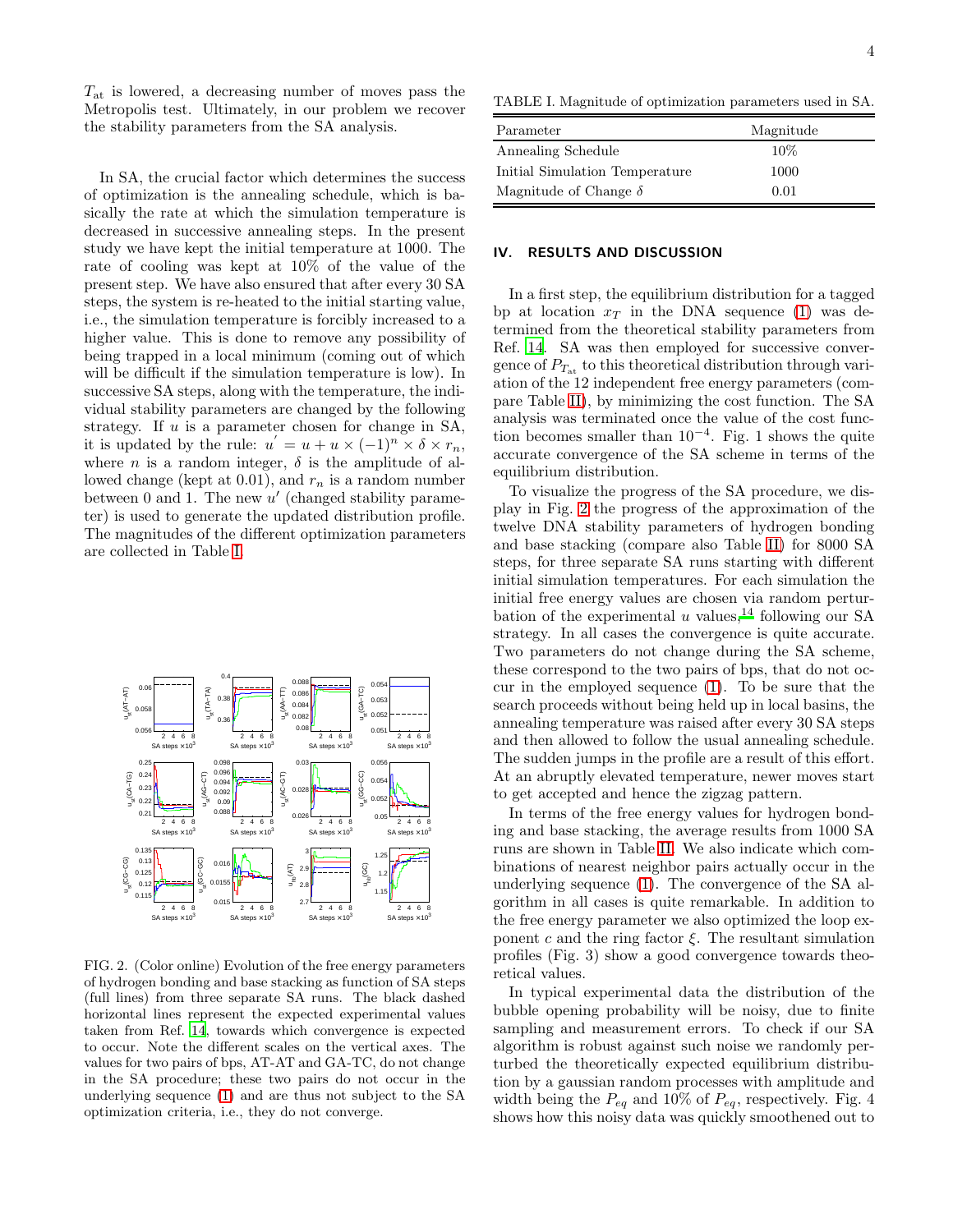$T_{\text{at}}$ is lowered, a decreasing number of moves pass the Metropolis test. Ultimately, in our problem we recover the stability parameters from the SA analysis.

In SA, the crucial factor which determines the success of optimization is the annealing schedule, which is basically the rate at which the simulation temperature is decreased in successive annealing steps. In the present study we have kept the initial temperature at 1000. The rate of cooling was kept at 10% of the value of the present step. We have also ensured that after every 30 SA steps, the system is re-heated to the initial starting value, i.e., the simulation temperature is forcibly increased to a higher value. This is done to remove any possibility of being trapped in a local minimum (coming out of which will be difficult if the simulation temperature is low). In successive SA steps, along with the temperature, the individual stability parameters are changed by the following strategy. If $u$ is a parameter chosen for change in SA, it is updated by the rule: $u' = u + u \times (-1)^n \times \delta \times r_n$, where $n$ is a random integer, $\delta$ is the amplitude of allowed change (kept at 0.01), and $r_n$ is a random number between 0 and 1. The new $u'$ (changed stability parameter) is used to generate the updated distribution profile. The magnitudes of the different optimization parameters are collected in Table I.

FIG. 2. (Color online) Evolution of the free energy parameters of hydrogen bonding and base stacking as function of SA steps (full lines) from three separate SA runs. The black dashed horizontal lines represent the expected experimental values taken from Ref. 14, towards which convergence is expected to occur. Note the different scales on the vertical axes. The values for two pairs of bps, AT-AT and GA-TC, do not change in the SA procedure; these two pairs do not occur in the underlying sequence (1) and are thus not subject to the SA optimization criteria, i.e., they do not converge.

TABLE I. Magnitude of optimization parameters used in SA.

| Parameter | Magnitude |
|---|---|
| Annealing Schedule | 10% |
| Initial Simulation Temperature | 1000 |
| Magnitude of Change $\delta$ | 0.01 |

## IV. RESULTS AND DISCUSSION

In a first step, the equilibrium distribution for a tagged bp at location $x_T$ in the DNA sequence (1) was determined from the theoretical stability parameters from Ref. 14. SA was then employed for successive convergence of $P_{T_{\text{at}}}$ to this theoretical distribution through variation of the 12 independent free energy parameters (compare Table II), by minimizing the cost function. The SA analysis was terminated once the value of the cost function becomes smaller than $10^{-4}$. Fig. 1 shows the quite accurate convergence of the SA scheme in terms of the equilibrium distribution.

To visualize the progress of the SA procedure, we display in Fig. 2 the progress of the approximation of the twelve DNA stability parameters of hydrogen bonding and base stacking (compare also Table II) for 8000 SA steps, for three separate SA runs starting with different initial simulation temperatures. For each simulation the initial free energy values are chosen via random perturbation of the experimental $u$ values,[14] following our SA strategy. In all cases the convergence is quite accurate. Two parameters do not change during the SA scheme, these correspond to the two pairs of bps, that do not occur in the employed sequence (1). To be sure that the search proceeds without being held up in local basins, the annealing temperature was raised after every 30 SA steps and then allowed to follow the usual annealing schedule. The sudden jumps in the profile are a result of this effort. At an abruptly elevated temperature, newer moves start to get accepted and hence the zigzag pattern.

In terms of the free energy values for hydrogen bonding and base stacking, the average results from 1000 SA runs are shown in Table II. We also indicate which combinations of nearest neighbor pairs actually occur in the underlying sequence (1). The convergence of the SA algorithm in all cases is quite remarkable. In addition to the free energy parameter we also optimized the loop exponent $c$ and the ring factor $\xi$. The resultant simulation profiles (Fig. 3) show a good convergence towards theoretical values.

In typical experimental data the distribution of the bubble opening probability will be noisy, due to finite sampling and measurement errors. To check if our SA algorithm is robust against such noise we randomly perturbed the theoretically expected equilibrium distribution by a gaussian random processes with amplitude and width being the $P_{eq}$ and 10% of $P_{eq}$, respectively. Fig. 4 shows how this noisy data was quickly smoothened out to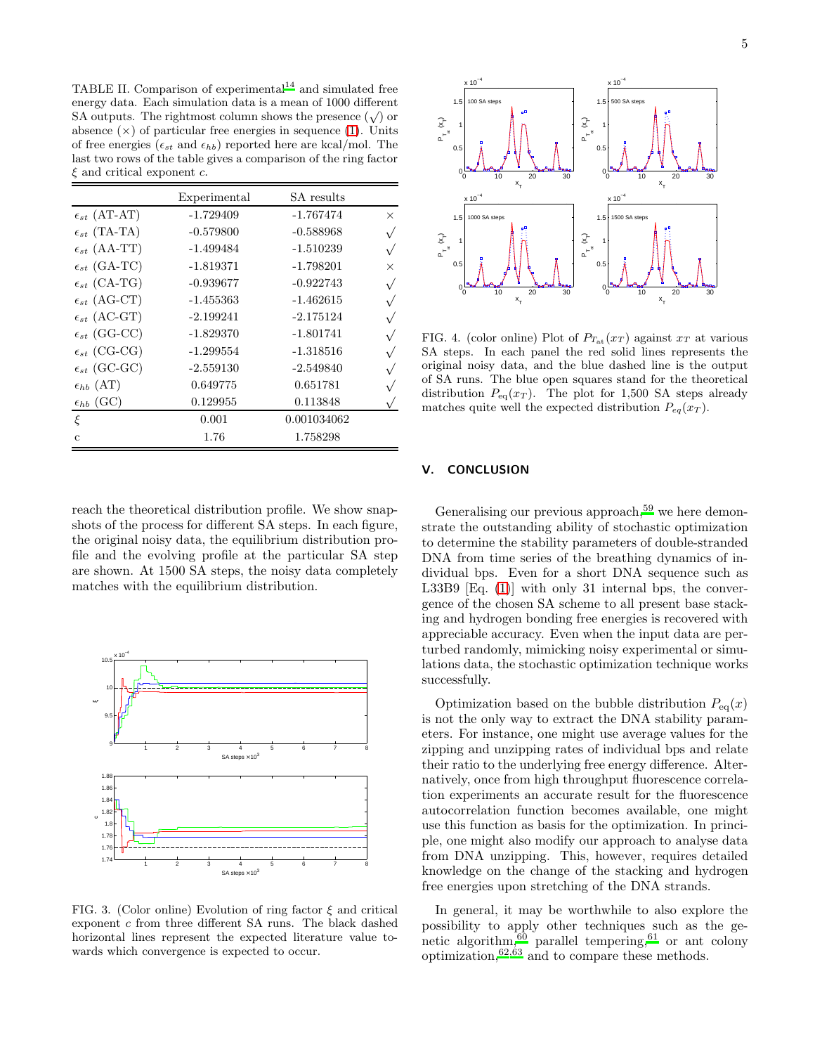TABLE II. Comparison of experimental[14] and simulated free energy data. Each simulation data is a mean of 1000 different SA outputs. The rightmost column shows the presence (√) or absence (×) of particular free energies in sequence (1). Units of free energies ($\epsilon_{st}$ and $\epsilon_{hb}$) reported here are kcal/mol. The last two rows of the table gives a comparison of the ring factor $\xi$ and critical exponent $c$.

| | Experimental | SA results | |
|---|---|---|---|
| $\epsilon_{st}$ (AT-AT) | -1.729409 | -1.767474 | × |
| $\epsilon_{st}$ (TA-TA) | -0.579800 | -0.588968 | √ |
| $\epsilon_{st}$ (AA-TT) | -1.499484 | -1.510239 | √ |
| $\epsilon_{st}$ (GA-TC) | -1.819371 | -1.798201 | × |
| $\epsilon_{st}$ (CA-TG) | -0.939677 | -0.922743 | √ |
| $\epsilon_{st}$ (AG-CT) | -1.455363 | -1.462615 | √ |
| $\epsilon_{st}$ (AC-GT) | -2.199241 | -2.175124 | √ |
| $\epsilon_{st}$ (GG-CC) | -1.829370 | -1.801741 | √ |
| $\epsilon_{st}$ (CG-CG) | -1.299554 | -1.318516 | √ |
| $\epsilon_{st}$ (GC-GC) | -2.559130 | -2.549840 | √ |
| $\epsilon_{hb}$ (AT) | 0.649775 | 0.651781 | √ |
| $\epsilon_{hb}$ (GC) | 0.129955 | 0.113848 | √ |
| $\xi$ | 0.001 | 0.001034062 | |
| c | 1.76 | 1.758298 | |

reach the theoretical distribution profile. We show snapshots of the process for different SA steps. In each figure, the original noisy data, the equilibrium distribution profile and the evolving profile at the particular SA step are shown. At 1500 SA steps, the noisy data completely matches with the equilibrium distribution.

FIG. 3. (Color online) Evolution of ring factor $\xi$ and critical exponent $c$ from three different SA runs. The black dashed horizontal lines represent the expected literature value towards which convergence is expected to occur.

FIG. 4. (color online) Plot of $P_{T_{\rm st}}(x_T)$ against $x_T$ at various SA steps. In each panel the red solid lines represents the original noisy data, and the blue dashed line is the output of SA runs. The blue open squares stand for the theoretical distribution $P_{\rm eq}(x_T)$. The plot for 1,500 SA steps already matches quite well the expected distribution $P_{eq}(x_T)$.

## V. CONCLUSION

Generalising our previous approach,[59] we here demonstrate the outstanding ability of stochastic optimization to determine the stability parameters of double-stranded DNA from time series of the breathing dynamics of individual bps. Even for a short DNA sequence such as L33B9 [Eq. (1)] with only 31 internal bps, the convergence of the chosen SA scheme to all present base stacking and hydrogen bonding free energies is recovered with appreciable accuracy. Even when the input data are perturbed randomly, mimicking noisy experimental or simulations data, the stochastic optimization technique works successfully.

Optimization based on the bubble distribution $P_{\rm eq}(x)$ is not the only way to extract the DNA stability parameters. For instance, one might use average values for the zipping and unzipping rates of individual bps and relate their ratio to the underlying free energy difference. Alternatively, once from high throughput fluorescence correlation experiments an accurate result for the fluorescence autocorrelation function becomes available, one might use this function as basis for the optimization. In principle, one might also modify our approach to analyse data from DNA unzipping. This, however, requires detailed knowledge on the change of the stacking and hydrogen free energies upon stretching of the DNA strands.

In general, it may be worthwhile to also explore the possibility to apply other techniques such as the genetic algorithm,[60] parallel tempering,[61] or ant colony optimization,[62,63] and to compare these methods.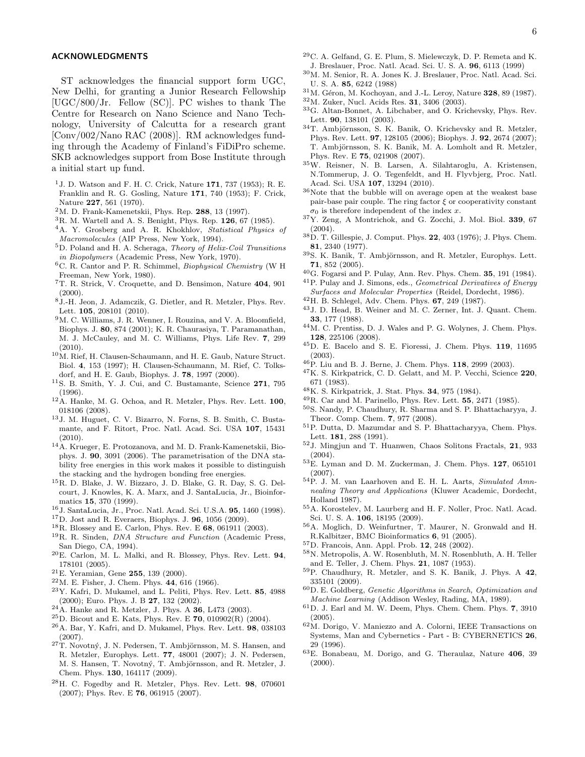## ACKNOWLEDGMENTS

ST acknowledges the financial support form UGC, New Delhi, for granting a Junior Research Fellowship [UGC/800/Jr. Fellow (SC)]. PC wishes to thank The Centre for Research on Nano Science and Nano Technology, University of Calcutta for a research grant [Conv/002/Nano RAC (2008)]. RM acknowledges funding through the Academy of Finland's FiDiPro scheme. SKB acknowledges support from Bose Institute through a initial start up fund.

[1] J. D. Watson and F. H. C. Crick, Nature **171**, 737 (1953); R. E. Franklin and R. G. Gosling, Nature **171**, 740 (1953); F. Crick, Nature **227**, 561 (1970).

[2] M. D. Frank-Kamenetskii, Phys. Rep. **288**, 13 (1997).

[3] R. M. Wartell and A. S. Benight, Phys. Rep. **126**, 67 (1985).

[4] A. Y. Grosberg and A. R. Khokhlov, *Statistical Physics of Macromolecules* (AIP Press, New York, 1994).

[5] D. Poland and H. A. Scheraga, *Theory of Helix-Coil Transitions in Biopolymers* (Academic Press, New York, 1970).

[6] C. R. Cantor and P. R. Schimmel, *Biophysical Chemistry* (W H Freeman, New York, 1980).

[7] T. R. Strick, V. Croquette, and D. Bensimon, Nature **404**, 901 (2000).

[8] J.-H. Jeon, J. Adamczik, G. Dietler, and R. Metzler, Phys. Rev. Lett. **105**, 208101 (2010).

[9] M. C. Williams, J. R. Wenner, I. Rouzina, and V. A. Bloomfield, Biophys. J. **80**, 874 (2001); K. R. Chaurasiya, T. Paramanathan, M. J. McCauley, and M. C. Williams, Phys. Life Rev. **7**, 299 (2010).

[10] M. Rief, H. Clausen-Schaumann, and H. E. Gaub, Nature Struct. Biol. **4**, 153 (1997); H. Clausen-Schaumann, M. Rief, C. Tolksdorf, and H. E. Gaub, Biophys. J. **78**, 1997 (2000).

[11] S. B. Smith, Y. J. Cui, and C. Bustamante, Science **271**, 795 (1996).

[12] A. Hanke, M. G. Ochoa, and R. Metzler, Phys. Rev. Lett. **100**, 018106 (2008).

[13] J. M. Huguet, C. V. Bizarro, N. Forns, S. B. Smith, C. Bustamante, and F. Ritort, Proc. Natl. Acad. Sci. USA **107**, 15431 (2010).

[14] A. Krueger, E. Protozanova, and M. D. Frank-Kamenetskii, Biophys. J. **90**, 3091 (2006). The parametrisation of the DNA stability free energies in this work makes it possible to distinguish the stacking and the hydrogen bonding free energies.

[15] R. D. Blake, J. W. Bizzaro, J. D. Blake, G. R. Day, S. G. Delcourt, J. Knowles, K. A. Marx, and J. SantaLucia, Jr., Bioinformatics **15**, 370 (1999).

[16] J. SantaLucia, Jr., Proc. Natl. Acad. Sci. U.S.A. **95**, 1460 (1998).

[17] D. Jost and R. Everaers, Biophys. J. **96**, 1056 (2009).

[18] R. Blossey and E. Carlon, Phys. Rev. E **68**, 061911 (2003).

[19] R. R. Sinden, *DNA Structure and Function* (Academic Press, San Diego, CA, 1994).

[20] E. Carlon, M. L. Malki, and R. Blossey, Phys. Rev. Lett. **94**, 178101 (2005).

[21] E. Yeramian, Gene **255**, 139 (2000).

[22] M. E. Fisher, J. Chem. Phys. **44**, 616 (1966).

[23] Y. Kafri, D. Mukamel, and L. Peliti, Phys. Rev. Lett. **85**, 4988 (2000); Euro. Phys. J. B **27**, 132 (2002).

[24] A. Hanke and R. Metzler, J. Phys. A **36**, L473 (2003).

[25] D. Bicout and E. Kats, Phys. Rev. E **70**, 010902(R) (2004).

[26] A. Bar, Y. Kafri, and D. Mukamel, Phys. Rev. Lett. **98**, 038103 (2007).

[27] T. Novotný, J. N. Pedersen, T. Ambjörnsson, M. S. Hansen, and R. Metzler, Europhys. Lett. **77**, 48001 (2007); J. N. Pedersen, M. S. Hansen, T. Novotný, T. Ambjörnsson, and R. Metzler, J. Chem. Phys. **130**, 164117 (2009).

[28] H. C. Fogedby and R. Metzler, Phys. Rev. Lett. **98**, 070601 (2007); Phys. Rev. E **76**, 061915 (2007).

[29] C. A. Gelfand, G. E. Plum, S. Mielewczyk, D. P. Remeta and K. J. Breslauer, Proc. Natl. Acad. Sci. U. S. A. **96**, 6113 (1999)

[30] M. M. Senior, R. A. Jones K. J. Breslauer, Proc. Natl. Acad. Sci. U. S. A. **85**, 6242 (1988)

[31] M. Géron, M. Kochoyan, and J.-L. Leroy, Nature **328**, 89 (1987).

[32] M. Zuker, Nucl. Acids Res. **31**, 3406 (2003).

[33] G. Altan-Bonnet, A. Libchaber, and O. Krichevsky, Phys. Rev. Lett. **90**, 138101 (2003).

[34] T. Ambjörnsson, S. K. Banik, O. Krichevsky and R. Metzler, Phys. Rev. Lett. **97**, 128105 (2006); Biophys. J. **92**, 2674 (2007); T. Ambjörnsson, S. K. Banik, M. A. Lomholt and R. Metzler, Phys. Rev. E **75**, 021908 (2007).

[35] W. Reisner, N. B. Larsen, A. Silahtaroglu, A. Kristensen, N.Tommerup, J. O. Tegenfeldt, and H. Flyvbjerg, Proc. Natl. Acad. Sci. USA **107**, 13294 (2010).

[36] Note that the bubble will on average open at the weakest base pair-base pair couple. The ring factor $\xi$ or cooperativity constant $\sigma_0$ is therefore independent of the index $x$.

[37] Y. Zeng, A Montrichok, and G. Zocchi, J. Mol. Biol. **339**, 67 (2004).

[38] D. T. Gillespie, J. Comput. Phys. **22**, 403 (1976); J. Phys. Chem. **81**, 2340 (1977).

[39] S. K. Banik, T. Ambjörnsson, and R. Metzler, Europhys. Lett. **71**, 852 (2005).

[40] G. Fogarsi and P. Pulay, Ann. Rev. Phys. Chem. **35**, 191 (1984).

[41] P. Pulay and J. Simons, eds., *Geometrical Derivatives of Energy Surfaces and Molecular Properties* (Reidel, Dordecht, 1986).

[42] H. B. Schlegel, Adv. Chem. Phys. **67**, 249 (1987).

[43] J. D. Head, B. Weiner and M. C. Zerner, Int. J. Quant. Chem. **33**, 177 (1988).

[44] M. C. Prentiss, D. J. Wales and P. G. Wolynes, J. Chem. Phys. **128**, 225106 (2008).

[45] D. E. Bacelo and S. E. Fioressi, J. Chem. Phys. **119**, 11695 (2003).

[46] P. Liu and B. J. Berne, J. Chem. Phys. **118**, 2999 (2003).

[47] K. S. Kirkpatrick, C. D. Gelatt, and M. P. Vecchi, Science **220**, 671 (1983).

[48] K. S. Kirkpatrick, J. Stat. Phys. **34**, 975 (1984).

[49] R. Car and M. Parinello, Phys. Rev. Lett. **55**, 2471 (1985).

[50] S. Nandy, P. Chaudhury, R. Sharma and S. P. Bhattacharyya, J. Theor. Comp. Chem. **7**, 977 (2008).

[51] P. Dutta, D. Mazumdar and S. P. Bhattacharyya, Chem. Phys. Lett. **181**, 288 (1991).

[52] J. Mingjun and T. Huanwen, Chaos Solitons Fractals, **21**, 933 (2004).

[53] E. Lyman and D. M. Zuckerman, J. Chem. Phys. **127**, 065101 (2007).

[54] P. J. M. van Laarhoven and E. H. L. Aarts, *Simulated Amnnealing Theory and Applications* (Kluwer Academic, Dordecht, Holland 1987).

[55] A. Korostelev, M. Laurberg and H. F. Noller, Proc. Natl. Acad. Sci. U. S. A. **106**, 18195 (2009).

[56] A. Moglich, D. Weinfurtner, T. Maurer, N. Gronwald and H. R.Kalbitzer, BMC Bioinformatics **6**, 91 (2005).

[57] D. Francois, Ann. Appl. Prob. **12**, 248 (2002).

[58] N. Metropolis, A. W. Rosenbluth, M. N. Rosenbluth, A. H. Teller and E. Teller, J. Chem. Phys. **21**, 1087 (1953).

[59] P. Chaudhury, R. Metzler, and S. K. Banik, J. Phys. A **42**, 335101 (2009).

[60] D. E. Goldberg, *Genetic Algorithms in Search, Optimization and Machine Learning* (Addison Wesley, Rading, MA, 1989).

[61] D. J. Earl and M. W. Deem, Phys. Chem. Chem. Phys. **7**, 3910 (2005).

[62] M. Dorigo, V. Maniezzo and A. Colorni, IEEE Transactions on Systems, Man and Cybernetics - Part - B: CYBERNETICS **26**, 29 (1996).

[63] E. Bonabeau, M. Dorigo, and G. Theraulaz, Nature **406**, 39 (2000).